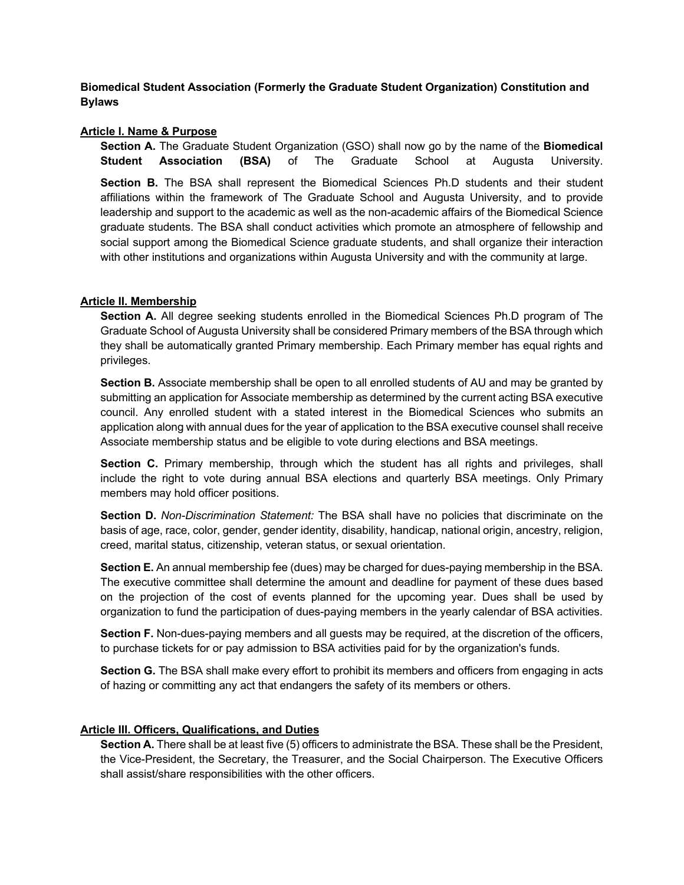# Biomedical Student Association (Formerly the Graduate Student Organization) Constitution and Bylaws

## Article I. Name & Purpose

**Section A.** The Graduate Student Organization (GSO) shall now go by the name of the **Biomedical Student Association (BSA)** of The Graduate School at Augusta University.

**Section B.** The BSA shall represent the Biomedical Sciences Ph.D students and their student affiliations within the framework of The Graduate School and Augusta University, and to provide leadership and support to the academic as well as the non-academic affairs of the Biomedical Science graduate students. The BSA shall conduct activities which promote an atmosphere of fellowship and social support among the Biomedical Science graduate students, and shall organize their interaction with other institutions and organizations within Augusta University and with the community at large.

## Article II. Membership

**Section A.** All degree seeking students enrolled in the Biomedical Sciences Ph.D program of The Graduate School of Augusta University shall be considered Primary members of the BSA through which they shall be automatically granted Primary membership. Each Primary member has equal rights and privileges.

**Section B.** Associate membership shall be open to all enrolled students of AU and may be granted by submitting an application for Associate membership as determined by the current acting BSA executive council. Any enrolled student with a stated interest in the Biomedical Sciences who submits an application along with annual dues for the year of application to the BSA executive counsel shall receive Associate membership status and be eligible to vote during elections and BSA meetings.

**Section C.** Primary membership, through which the student has all rights and privileges, shall include the right to vote during annual BSA elections and quarterly BSA meetings. Only Primary members may hold officer positions.

**Section D.** *Non-Discrimination Statement:* The BSA shall have no policies that discriminate on the basis of age, race, color, gender, gender identity, disability, handicap, national origin, ancestry, religion, creed, marital status, citizenship, veteran status, or sexual orientation.

**Section E.** An annual membership fee (dues) may be charged for dues-paying membership in the BSA. The executive committee shall determine the amount and deadline for payment of these dues based on the projection of the cost of events planned for the upcoming year. Dues shall be used by organization to fund the participation of dues-paying members in the yearly calendar of BSA activities.

**Section F.** Non-dues-paying members and all guests may be required, at the discretion of the officers, to purchase tickets for or pay admission to BSA activities paid for by the organization's funds.

**Section G.** The BSA shall make every effort to prohibit its members and officers from engaging in acts of hazing or committing any act that endangers the safety of its members or others.

## Article III. Officers, Qualifications, and Duties

**Section A.** There shall be at least five (5) officers to administrate the BSA. These shall be the President, the Vice-President, the Secretary, the Treasurer, and the Social Chairperson. The Executive Officers shall assist/share responsibilities with the other officers.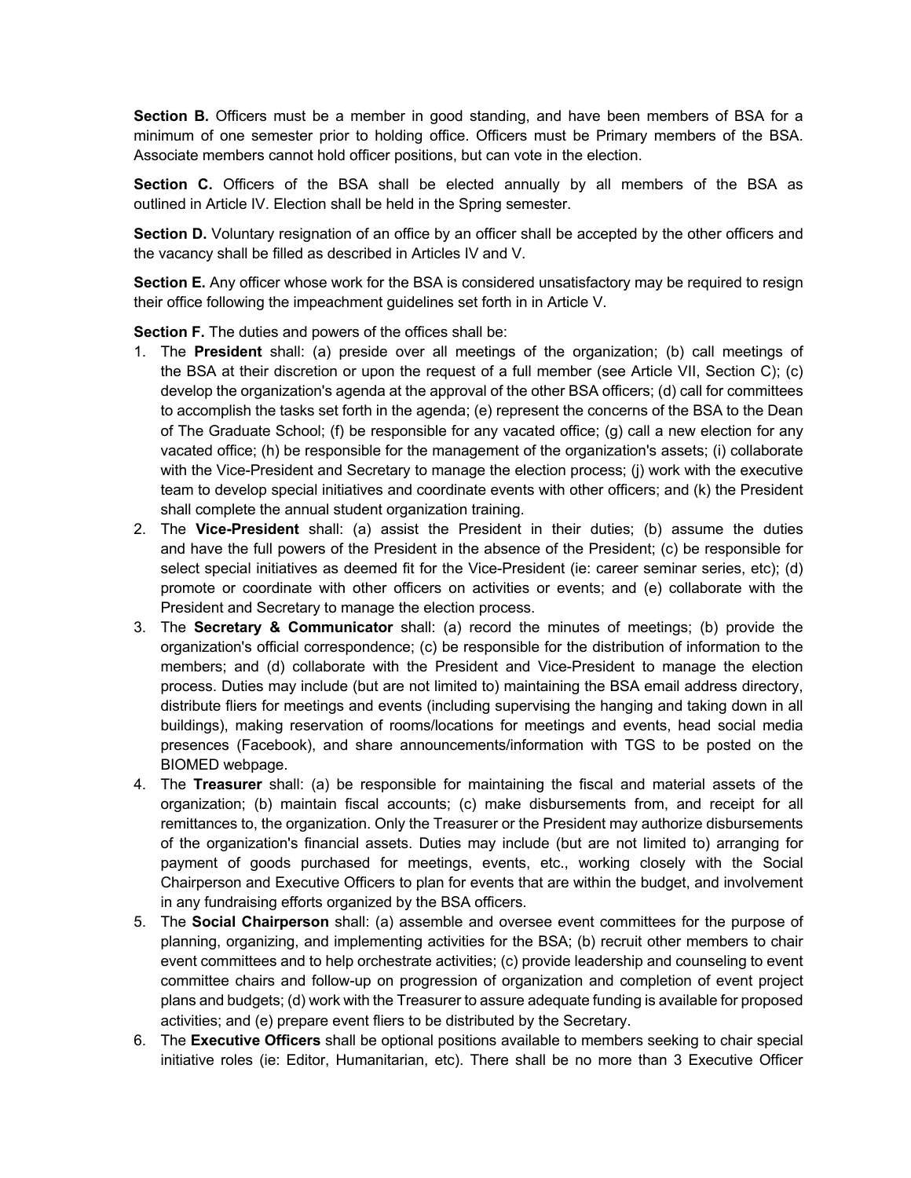**Section B.** Officers must be a member in good standing, and have been members of BSA for a minimum of one semester prior to holding office. Officers must be Primary members of the BSA. Associate members cannot hold officer positions, but can vote in the election.

**Section C.** Officers of the BSA shall be elected annually by all members of the BSA as outlined in Article IV. Election shall be held in the Spring semester.

**Section D.** Voluntary resignation of an office by an officer shall be accepted by the other officers and the vacancy shall be filled as described in Articles IV and V.

**Section E.** Any officer whose work for the BSA is considered unsatisfactory may be required to resign their office following the impeachment guidelines set forth in in Article V.

**Section F.** The duties and powers of the offices shall be:

1. The **President** shall: (a) preside over all meetings of the organization; (b) call meetings of the BSA at their discretion or upon the request of a full member (see Article VII, Section C); (c) develop the organization's agenda at the approval of the other BSA officers; (d) call for committees to accomplish the tasks set forth in the agenda; (e) represent the concerns of the BSA to the Dean of The Graduate School; (f) be responsible for any vacated office; (g) call a new election for any vacated office; (h) be responsible for the management of the organization's assets; (i) collaborate with the Vice-President and Secretary to manage the election process; (j) work with the executive team to develop special initiatives and coordinate events with other officers; and (k) the President shall complete the annual student organization training.
2. The **Vice-President** shall: (a) assist the President in their duties; (b) assume the duties and have the full powers of the President in the absence of the President; (c) be responsible for select special initiatives as deemed fit for the Vice-President (ie: career seminar series, etc); (d) promote or coordinate with other officers on activities or events; and (e) collaborate with the President and Secretary to manage the election process.
3. The **Secretary & Communicator** shall: (a) record the minutes of meetings; (b) provide the organization's official correspondence; (c) be responsible for the distribution of information to the members; and (d) collaborate with the President and Vice-President to manage the election process. Duties may include (but are not limited to) maintaining the BSA email address directory, distribute fliers for meetings and events (including supervising the hanging and taking down in all buildings), making reservation of rooms/locations for meetings and events, head social media presences (Facebook), and share announcements/information with TGS to be posted on the BIOMED webpage.
4. The **Treasurer** shall: (a) be responsible for maintaining the fiscal and material assets of the organization; (b) maintain fiscal accounts; (c) make disbursements from, and receipt for all remittances to, the organization. Only the Treasurer or the President may authorize disbursements of the organization's financial assets. Duties may include (but are not limited to) arranging for payment of goods purchased for meetings, events, etc., working closely with the Social Chairperson and Executive Officers to plan for events that are within the budget, and involvement in any fundraising efforts organized by the BSA officers.
5. The **Social Chairperson** shall: (a) assemble and oversee event committees for the purpose of planning, organizing, and implementing activities for the BSA; (b) recruit other members to chair event committees and to help orchestrate activities; (c) provide leadership and counseling to event committee chairs and follow-up on progression of organization and completion of event project plans and budgets; (d) work with the Treasurer to assure adequate funding is available for proposed activities; and (e) prepare event fliers to be distributed by the Secretary.
6. The **Executive Officers** shall be optional positions available to members seeking to chair special initiative roles (ie: Editor, Humanitarian, etc). There shall be no more than 3 Executive Officer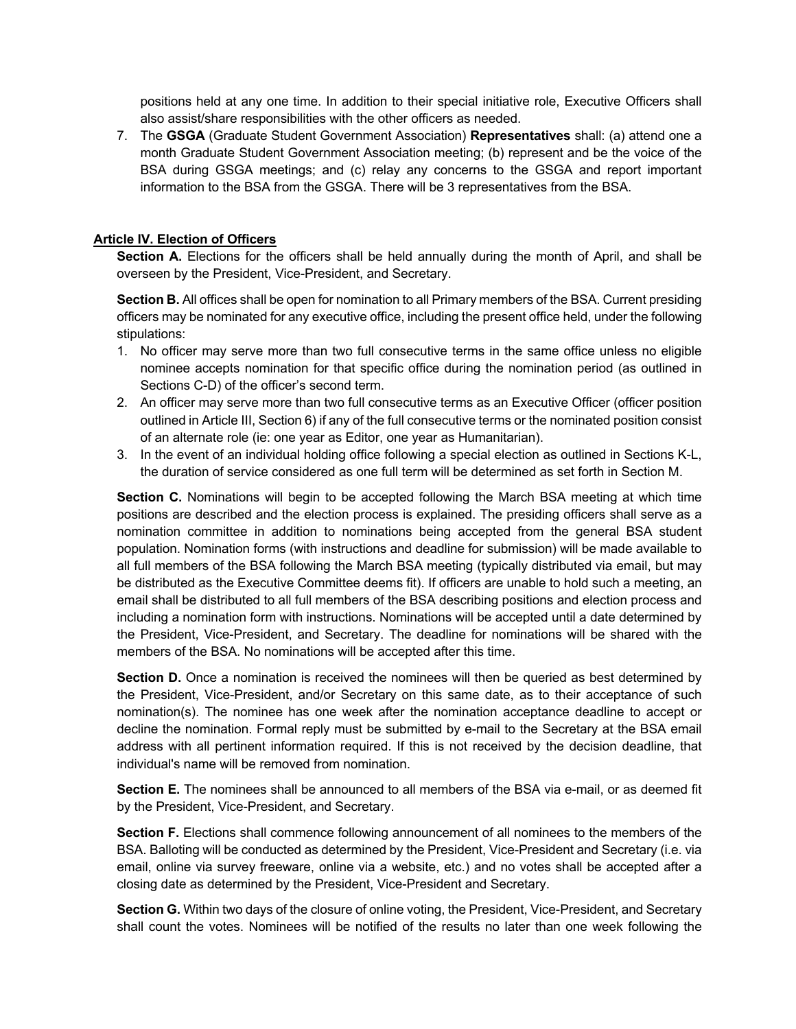positions held at any one time. In addition to their special initiative role, Executive Officers shall also assist/share responsibilities with the other officers as needed.

7. The **GSGA** (Graduate Student Government Association) **Representatives** shall: (a) attend one a month Graduate Student Government Association meeting; (b) represent and be the voice of the BSA during GSGA meetings; and (c) relay any concerns to the GSGA and report important information to the BSA from the GSGA. There will be 3 representatives from the BSA.

## Article IV. Election of Officers

**Section A.** Elections for the officers shall be held annually during the month of April, and shall be overseen by the President, Vice-President, and Secretary.

**Section B.** All offices shall be open for nomination to all Primary members of the BSA. Current presiding officers may be nominated for any executive office, including the present office held, under the following stipulations:

1. No officer may serve more than two full consecutive terms in the same office unless no eligible nominee accepts nomination for that specific office during the nomination period (as outlined in Sections C-D) of the officer's second term.
2. An officer may serve more than two full consecutive terms as an Executive Officer (officer position outlined in Article III, Section 6) if any of the full consecutive terms or the nominated position consist of an alternate role (ie: one year as Editor, one year as Humanitarian).
3. In the event of an individual holding office following a special election as outlined in Sections K-L, the duration of service considered as one full term will be determined as set forth in Section M.

**Section C.** Nominations will begin to be accepted following the March BSA meeting at which time positions are described and the election process is explained. The presiding officers shall serve as a nomination committee in addition to nominations being accepted from the general BSA student population. Nomination forms (with instructions and deadline for submission) will be made available to all full members of the BSA following the March BSA meeting (typically distributed via email, but may be distributed as the Executive Committee deems fit). If officers are unable to hold such a meeting, an email shall be distributed to all full members of the BSA describing positions and election process and including a nomination form with instructions. Nominations will be accepted until a date determined by the President, Vice-President, and Secretary. The deadline for nominations will be shared with the members of the BSA. No nominations will be accepted after this time.

**Section D.** Once a nomination is received the nominees will then be queried as best determined by the President, Vice-President, and/or Secretary on this same date, as to their acceptance of such nomination(s). The nominee has one week after the nomination acceptance deadline to accept or decline the nomination. Formal reply must be submitted by e-mail to the Secretary at the BSA email address with all pertinent information required. If this is not received by the decision deadline, that individual's name will be removed from nomination.

**Section E.** The nominees shall be announced to all members of the BSA via e-mail, or as deemed fit by the President, Vice-President, and Secretary.

**Section F.** Elections shall commence following announcement of all nominees to the members of the BSA. Balloting will be conducted as determined by the President, Vice-President and Secretary (i.e. via email, online via survey freeware, online via a website, etc.) and no votes shall be accepted after a closing date as determined by the President, Vice-President and Secretary.

**Section G.** Within two days of the closure of online voting, the President, Vice-President, and Secretary shall count the votes. Nominees will be notified of the results no later than one week following the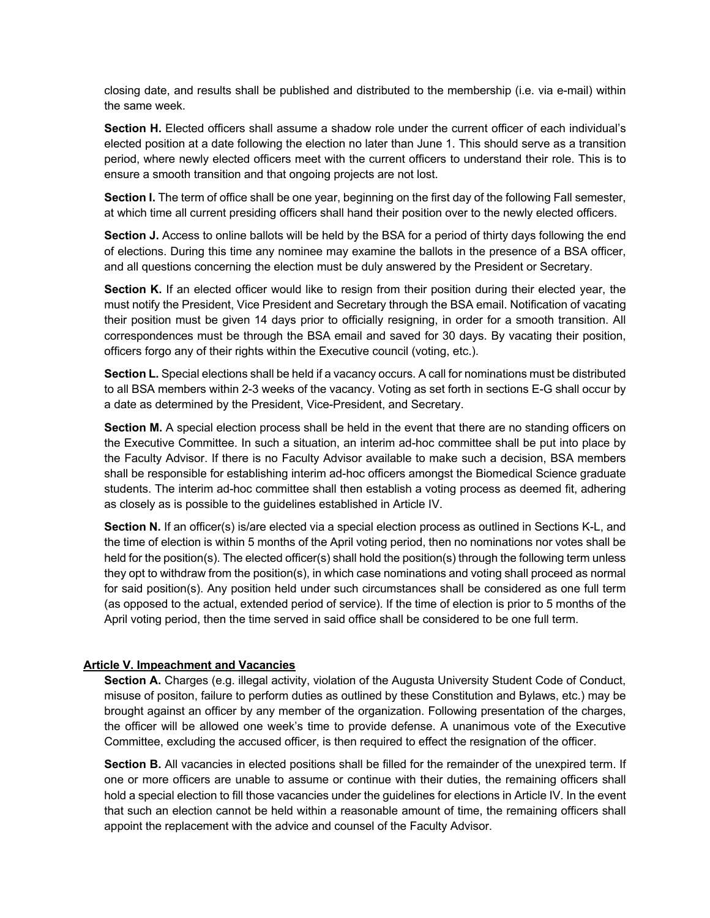closing date, and results shall be published and distributed to the membership (i.e. via e-mail) within the same week.

**Section H.** Elected officers shall assume a shadow role under the current officer of each individual's elected position at a date following the election no later than June 1. This should serve as a transition period, where newly elected officers meet with the current officers to understand their role. This is to ensure a smooth transition and that ongoing projects are not lost.

**Section I.** The term of office shall be one year, beginning on the first day of the following Fall semester, at which time all current presiding officers shall hand their position over to the newly elected officers.

**Section J.** Access to online ballots will be held by the BSA for a period of thirty days following the end of elections. During this time any nominee may examine the ballots in the presence of a BSA officer, and all questions concerning the election must be duly answered by the President or Secretary.

**Section K.** If an elected officer would like to resign from their position during their elected year, the must notify the President, Vice President and Secretary through the BSA email. Notification of vacating their position must be given 14 days prior to officially resigning, in order for a smooth transition. All correspondences must be through the BSA email and saved for 30 days. By vacating their position, officers forgo any of their rights within the Executive council (voting, etc.).

**Section L.** Special elections shall be held if a vacancy occurs. A call for nominations must be distributed to all BSA members within 2-3 weeks of the vacancy. Voting as set forth in sections E-G shall occur by a date as determined by the President, Vice-President, and Secretary.

**Section M.** A special election process shall be held in the event that there are no standing officers on the Executive Committee. In such a situation, an interim ad-hoc committee shall be put into place by the Faculty Advisor. If there is no Faculty Advisor available to make such a decision, BSA members shall be responsible for establishing interim ad-hoc officers amongst the Biomedical Science graduate students. The interim ad-hoc committee shall then establish a voting process as deemed fit, adhering as closely as is possible to the guidelines established in Article IV.

**Section N.** If an officer(s) is/are elected via a special election process as outlined in Sections K-L, and the time of election is within 5 months of the April voting period, then no nominations nor votes shall be held for the position(s). The elected officer(s) shall hold the position(s) through the following term unless they opt to withdraw from the position(s), in which case nominations and voting shall proceed as normal for said position(s). Any position held under such circumstances shall be considered as one full term (as opposed to the actual, extended period of service). If the time of election is prior to 5 months of the April voting period, then the time served in said office shall be considered to be one full term.

## Article V. Impeachment and Vacancies

**Section A.** Charges (e.g. illegal activity, violation of the Augusta University Student Code of Conduct, misuse of positon, failure to perform duties as outlined by these Constitution and Bylaws, etc.) may be brought against an officer by any member of the organization. Following presentation of the charges, the officer will be allowed one week's time to provide defense. A unanimous vote of the Executive Committee, excluding the accused officer, is then required to effect the resignation of the officer.

**Section B.** All vacancies in elected positions shall be filled for the remainder of the unexpired term. If one or more officers are unable to assume or continue with their duties, the remaining officers shall hold a special election to fill those vacancies under the guidelines for elections in Article IV. In the event that such an election cannot be held within a reasonable amount of time, the remaining officers shall appoint the replacement with the advice and counsel of the Faculty Advisor.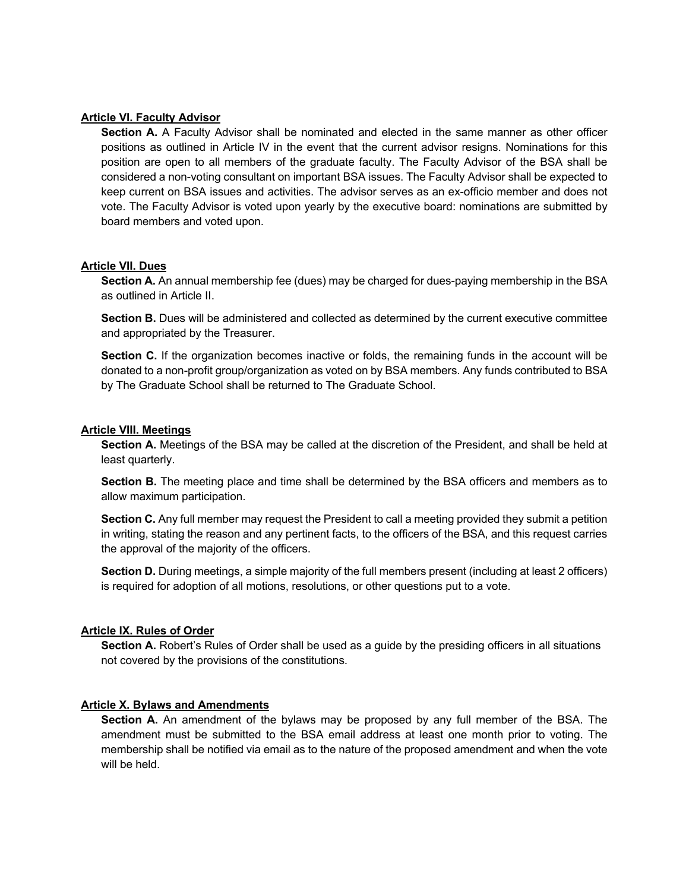## Article VI. Faculty Advisor

**Section A.** A Faculty Advisor shall be nominated and elected in the same manner as other officer positions as outlined in Article IV in the event that the current advisor resigns. Nominations for this position are open to all members of the graduate faculty. The Faculty Advisor of the BSA shall be considered a non-voting consultant on important BSA issues. The Faculty Advisor shall be expected to keep current on BSA issues and activities. The advisor serves as an ex-officio member and does not vote. The Faculty Advisor is voted upon yearly by the executive board: nominations are submitted by board members and voted upon.

## Article VII. Dues

**Section A.** An annual membership fee (dues) may be charged for dues-paying membership in the BSA as outlined in Article II.

**Section B.** Dues will be administered and collected as determined by the current executive committee and appropriated by the Treasurer.

**Section C.** If the organization becomes inactive or folds, the remaining funds in the account will be donated to a non-profit group/organization as voted on by BSA members. Any funds contributed to BSA by The Graduate School shall be returned to The Graduate School.

## Article VIII. Meetings

**Section A.** Meetings of the BSA may be called at the discretion of the President, and shall be held at least quarterly.

**Section B.** The meeting place and time shall be determined by the BSA officers and members as to allow maximum participation.

**Section C.** Any full member may request the President to call a meeting provided they submit a petition in writing, stating the reason and any pertinent facts, to the officers of the BSA, and this request carries the approval of the majority of the officers.

**Section D.** During meetings, a simple majority of the full members present (including at least 2 officers) is required for adoption of all motions, resolutions, or other questions put to a vote.

## Article IX. Rules of Order

**Section A.** Robert's Rules of Order shall be used as a guide by the presiding officers in all situations not covered by the provisions of the constitutions.

## Article X. Bylaws and Amendments

**Section A.** An amendment of the bylaws may be proposed by any full member of the BSA. The amendment must be submitted to the BSA email address at least one month prior to voting. The membership shall be notified via email as to the nature of the proposed amendment and when the vote will be held.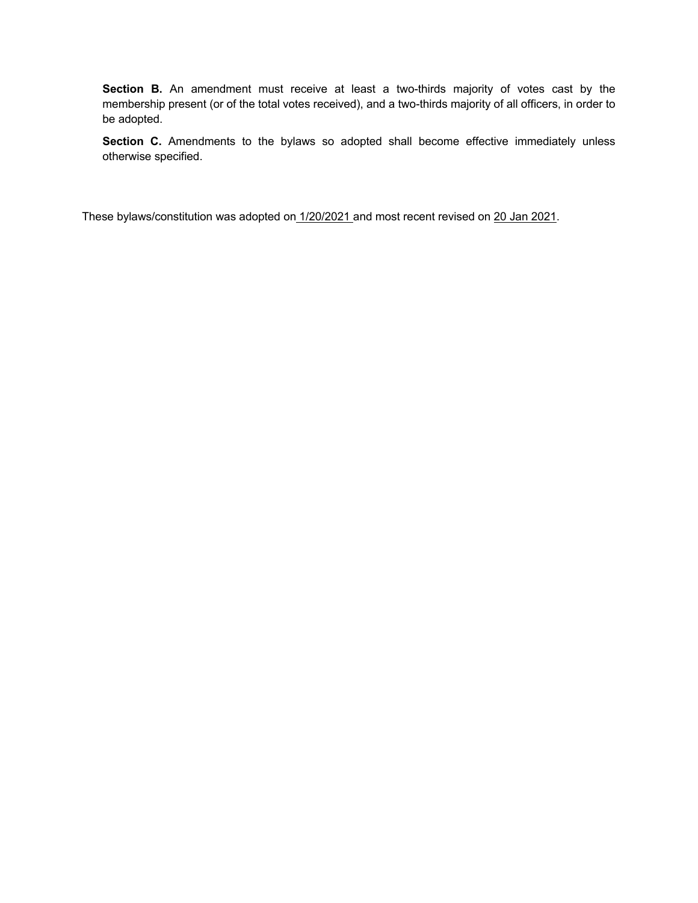**Section B.** An amendment must receive at least a two-thirds majority of votes cast by the membership present (or of the total votes received), and a two-thirds majority of all officers, in order to be adopted.

**Section C.** Amendments to the bylaws so adopted shall become effective immediately unless otherwise specified.

These bylaws/constitution was adopted on 1/20/2021 and most recent revised on 20 Jan 2021.